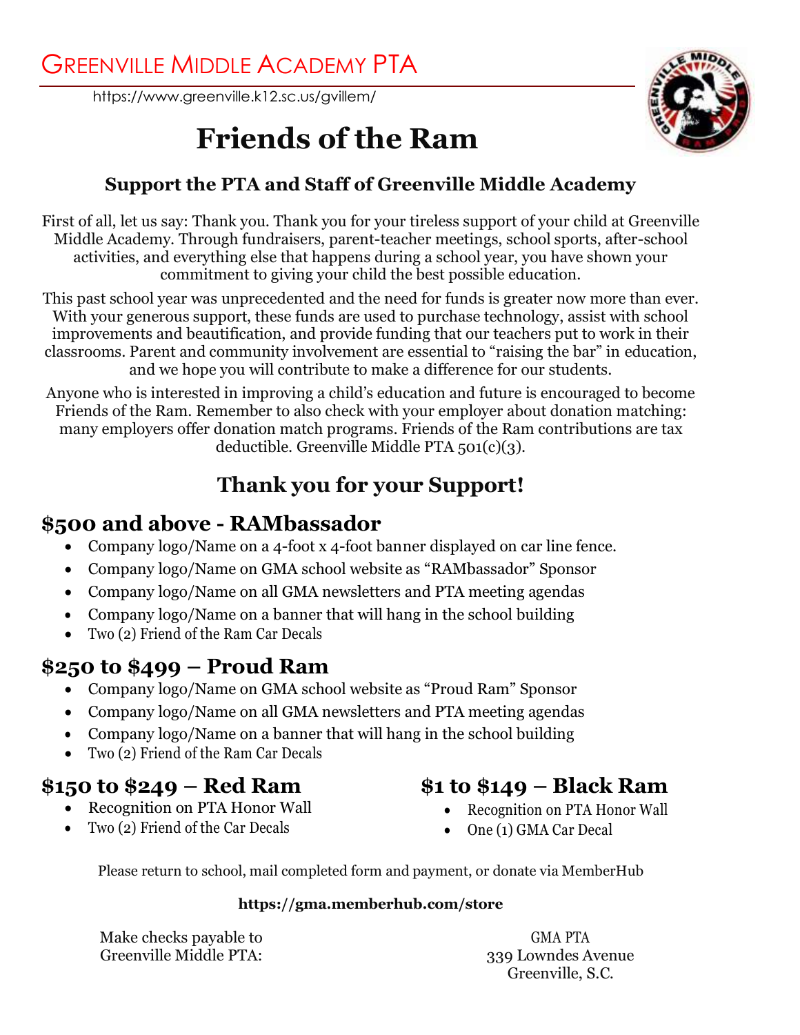# Greenville Middle Academy PTA

https://www.greenville.k12.sc.us/gvillem/

# Friends of the Ram

### Support the PTA and Staff of Greenville Middle Academy

First of all, let us say: Thank you. Thank you for your tireless support of your child at Greenville Middle Academy. Through fundraisers, parent-teacher meetings, school sports, after-school activities, and everything else that happens during a school year, you have shown your commitment to giving your child the best possible education.

This past school year was unprecedented and the need for funds is greater now more than ever. With your generous support, these funds are used to purchase technology, assist with school improvements and beautification, and provide funding that our teachers put to work in their classrooms. Parent and community involvement are essential to "raising the bar" in education, and we hope you will contribute to make a difference for our students.

Anyone who is interested in improving a child's education and future is encouraged to become Friends of the Ram. Remember to also check with your employer about donation matching: many employers offer donation match programs. Friends of the Ram contributions are tax deductible. Greenville Middle PTA 501(c)(3).

## Thank you for your Support!

## $500 and above - RAMbassador

- Company logo/Name on a 4-foot x 4-foot banner displayed on car line fence.
- Company logo/Name on GMA school website as "RAMbassador" Sponsor
- Company logo/Name on all GMA newsletters and PTA meeting agendas
- Company logo/Name on a banner that will hang in the school building
- Two (2) Friend of the Ram Car Decals

## $250 to $499 – Proud Ram

- Company logo/Name on GMA school website as "Proud Ram" Sponsor
- Company logo/Name on all GMA newsletters and PTA meeting agendas
- Company logo/Name on a banner that will hang in the school building
- Two (2) Friend of the Ram Car Decals

## $150 to $249 – Red Ram

- Recognition on PTA Honor Wall
- Two (2) Friend of the Car Decals

## $1 to $149 – Black Ram

- Recognition on PTA Honor Wall
- One (1) GMA Car Decal

Please return to school, mail completed form and payment, or donate via MemberHub

**https://gma.memberhub.com/store**

Make checks payable to Greenville Middle PTA:

GMA PTA
339 Lowndes Avenue
Greenville, S.C.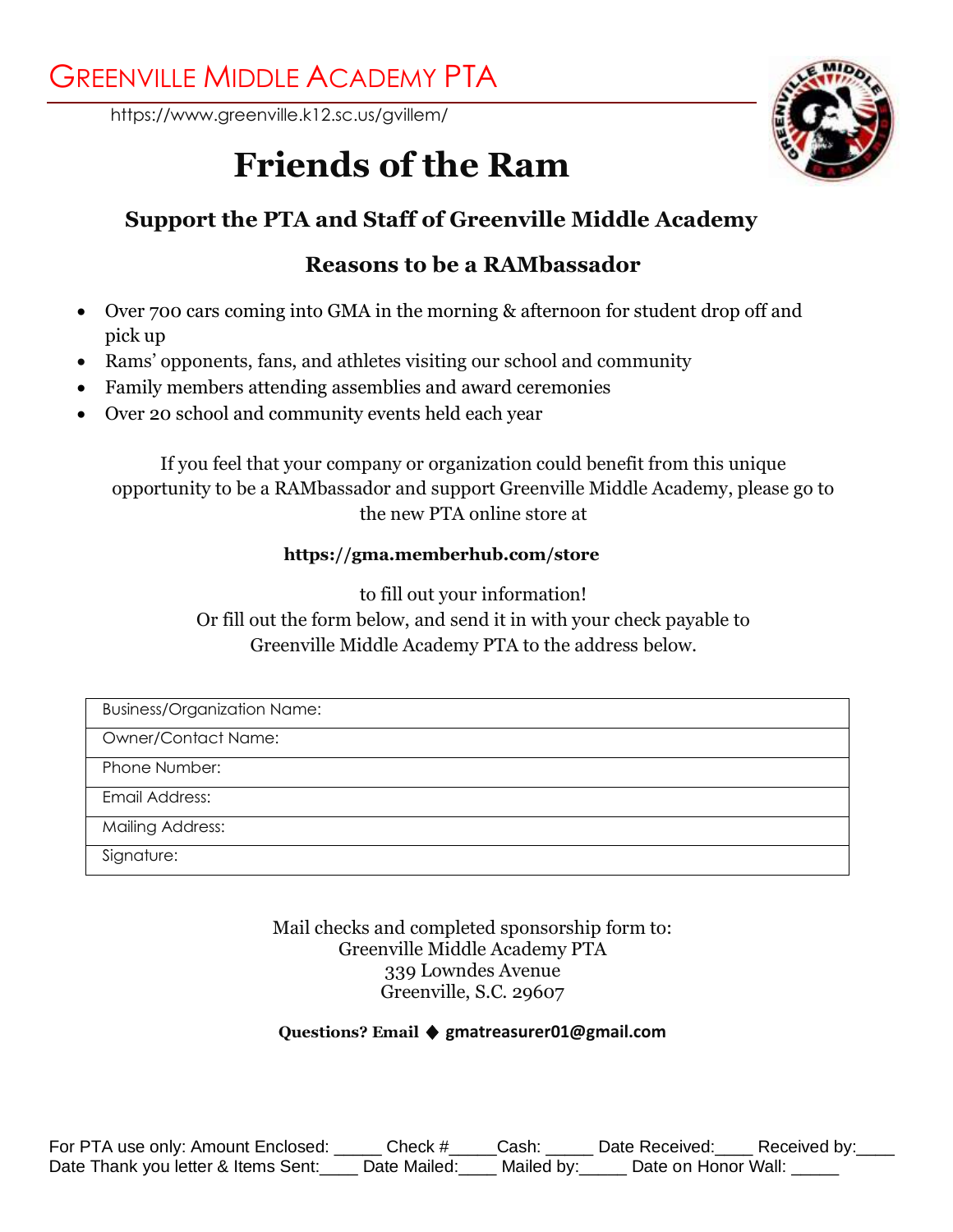# Greenville Middle Academy PTA

https://www.greenville.k12.sc.us/gvillem/

# Friends of the Ram

## Support the PTA and Staff of Greenville Middle Academy

## Reasons to be a RAMbassador

- Over 700 cars coming into GMA in the morning & afternoon for student drop off and pick up
- Rams' opponents, fans, and athletes visiting our school and community
- Family members attending assemblies and award ceremonies
- Over 20 school and community events held each year

If you feel that your company or organization could benefit from this unique opportunity to be a RAMbassador and support Greenville Middle Academy, please go to the new PTA online store at

**https://gma.memberhub.com/store**

to fill out your information!
Or fill out the form below, and send it in with your check payable to Greenville Middle Academy PTA to the address below.

| |
|---|
| Business/Organization Name: |
| Owner/Contact Name: |
| Phone Number: |
| Email Address: |
| Mailing Address: |
| Signature: |

Mail checks and completed sponsorship form to:
Greenville Middle Academy PTA
339 Lowndes Avenue
Greenville, S.C. 29607

**Questions? Email ◆ gmatreasurer01@gmail.com**

For PTA use only: Amount Enclosed: _____ Check #_____Cash: _____ Date Received:____ Received by:____
Date Thank you letter & Items Sent:____ Date Mailed:____ Mailed by:_____ Date on Honor Wall: _____